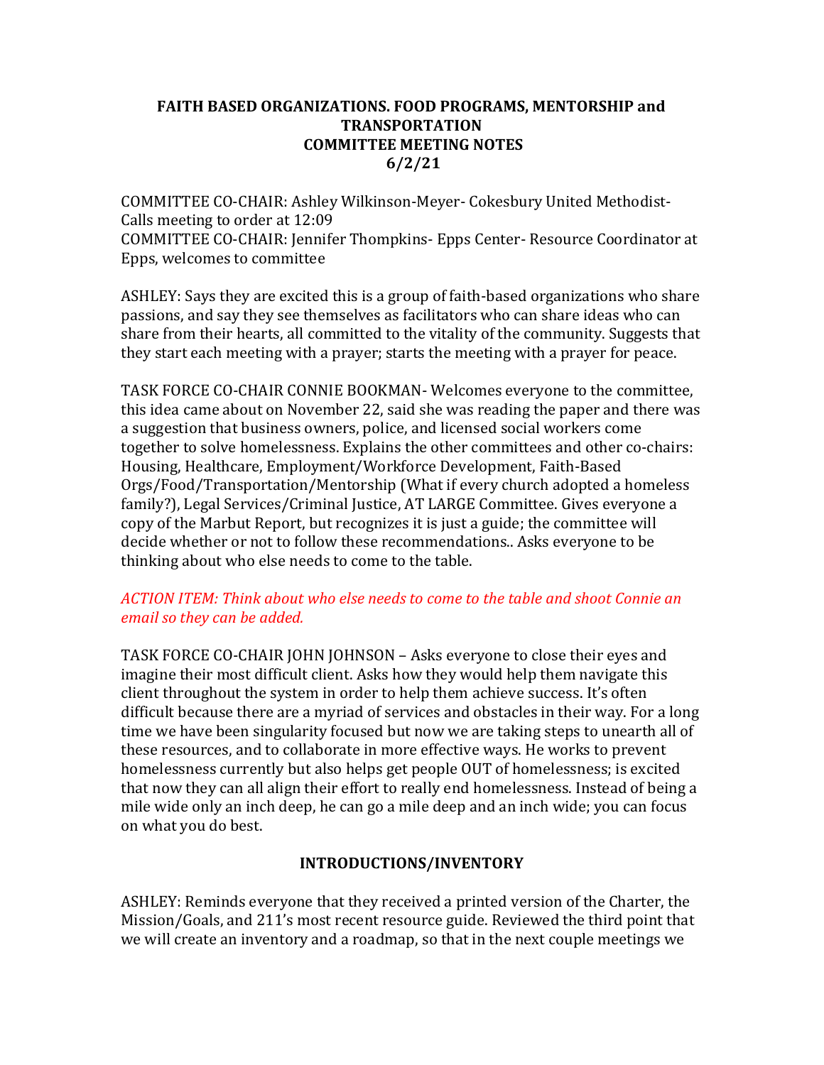# FAITH BASED ORGANIZATIONS. FOOD PROGRAMS, MENTORSHIP and TRANSPORTATION
## COMMITTEE MEETING NOTES
## 6/2/21

COMMITTEE CO-CHAIR: Ashley Wilkinson-Meyer- Cokesbury United Methodist- Calls meeting to order at 12:09
COMMITTEE CO-CHAIR: Jennifer Thompkins- Epps Center- Resource Coordinator at Epps, welcomes to committee

ASHLEY: Says they are excited this is a group of faith-based organizations who share passions, and say they see themselves as facilitators who can share ideas who can share from their hearts, all committed to the vitality of the community. Suggests that they start each meeting with a prayer; starts the meeting with a prayer for peace.

TASK FORCE CO-CHAIR CONNIE BOOKMAN- Welcomes everyone to the committee, this idea came about on November 22, said she was reading the paper and there was a suggestion that business owners, police, and licensed social workers come together to solve homelessness. Explains the other committees and other co-chairs: Housing, Healthcare, Employment/Workforce Development, Faith-Based Orgs/Food/Transportation/Mentorship (What if every church adopted a homeless family?), Legal Services/Criminal Justice, AT LARGE Committee. Gives everyone a copy of the Marbut Report, but recognizes it is just a guide; the committee will decide whether or not to follow these recommendations.. Asks everyone to be thinking about who else needs to come to the table.

*ACTION ITEM: Think about who else needs to come to the table and shoot Connie an email so they can be added.*

TASK FORCE CO-CHAIR JOHN JOHNSON – Asks everyone to close their eyes and imagine their most difficult client. Asks how they would help them navigate this client throughout the system in order to help them achieve success. It's often difficult because there are a myriad of services and obstacles in their way. For a long time we have been singularity focused but now we are taking steps to unearth all of these resources, and to collaborate in more effective ways. He works to prevent homelessness currently but also helps get people OUT of homelessness; is excited that now they can all align their effort to really end homelessness. Instead of being a mile wide only an inch deep, he can go a mile deep and an inch wide; you can focus on what you do best.

## INTRODUCTIONS/INVENTORY

ASHLEY: Reminds everyone that they received a printed version of the Charter, the Mission/Goals, and 211's most recent resource guide. Reviewed the third point that we will create an inventory and a roadmap, so that in the next couple meetings we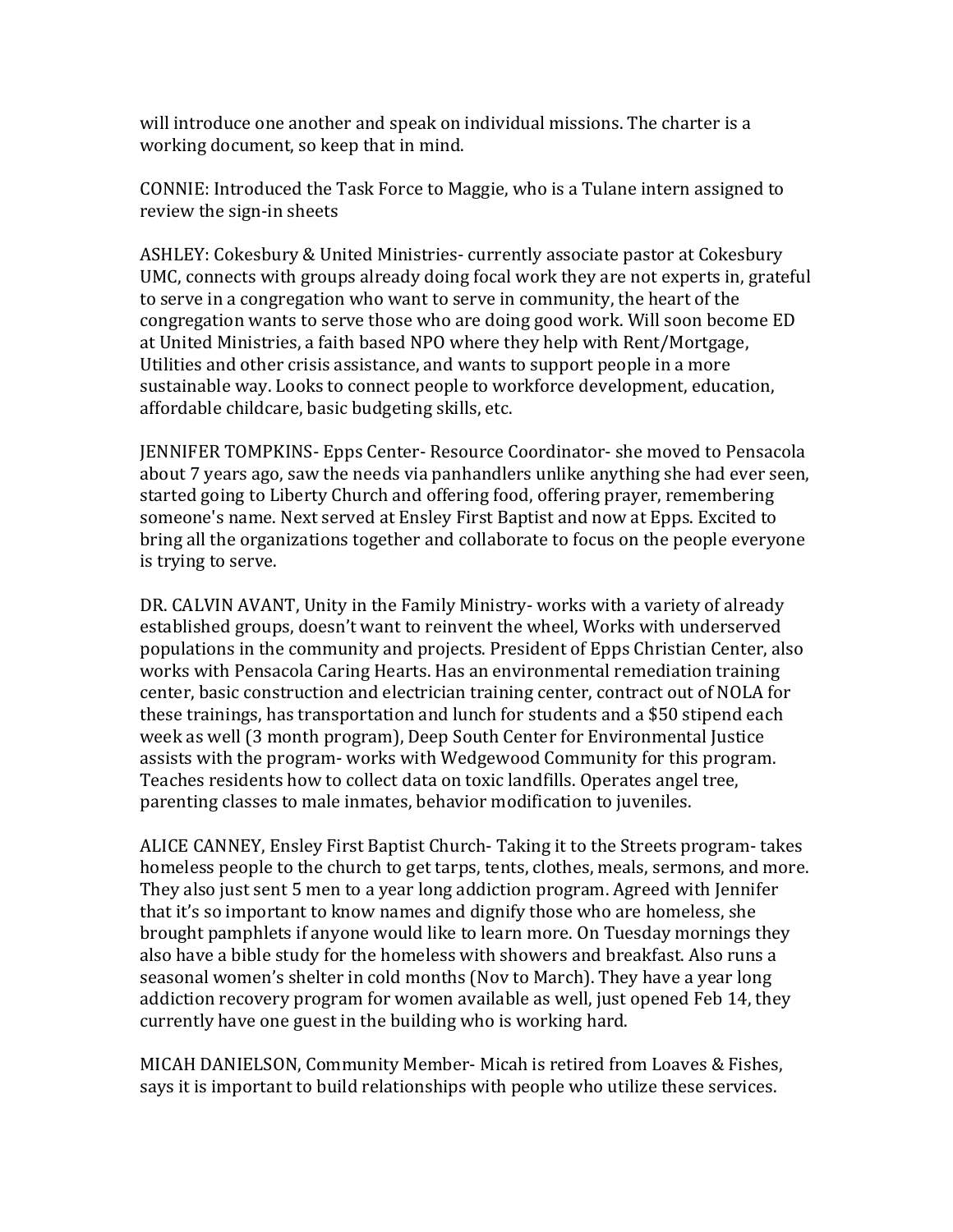will introduce one another and speak on individual missions. The charter is a working document, so keep that in mind.

CONNIE: Introduced the Task Force to Maggie, who is a Tulane intern assigned to review the sign-in sheets

ASHLEY: Cokesbury & United Ministries- currently associate pastor at Cokesbury UMC, connects with groups already doing focal work they are not experts in, grateful to serve in a congregation who want to serve in community, the heart of the congregation wants to serve those who are doing good work. Will soon become ED at United Ministries, a faith based NPO where they help with Rent/Mortgage, Utilities and other crisis assistance, and wants to support people in a more sustainable way. Looks to connect people to workforce development, education, affordable childcare, basic budgeting skills, etc.

JENNIFER TOMPKINS- Epps Center- Resource Coordinator- she moved to Pensacola about 7 years ago, saw the needs via panhandlers unlike anything she had ever seen, started going to Liberty Church and offering food, offering prayer, remembering someone's name. Next served at Ensley First Baptist and now at Epps. Excited to bring all the organizations together and collaborate to focus on the people everyone is trying to serve.

DR. CALVIN AVANT, Unity in the Family Ministry- works with a variety of already established groups, doesn't want to reinvent the wheel, Works with underserved populations in the community and projects. President of Epps Christian Center, also works with Pensacola Caring Hearts. Has an environmental remediation training center, basic construction and electrician training center, contract out of NOLA for these trainings, has transportation and lunch for students and a $50 stipend each week as well (3 month program), Deep South Center for Environmental Justice assists with the program- works with Wedgewood Community for this program. Teaches residents how to collect data on toxic landfills. Operates angel tree, parenting classes to male inmates, behavior modification to juveniles.

ALICE CANNEY, Ensley First Baptist Church- Taking it to the Streets program- takes homeless people to the church to get tarps, tents, clothes, meals, sermons, and more. They also just sent 5 men to a year long addiction program. Agreed with Jennifer that it's so important to know names and dignify those who are homeless, she brought pamphlets if anyone would like to learn more. On Tuesday mornings they also have a bible study for the homeless with showers and breakfast. Also runs a seasonal women's shelter in cold months (Nov to March). They have a year long addiction recovery program for women available as well, just opened Feb 14, they currently have one guest in the building who is working hard.

MICAH DANIELSON, Community Member- Micah is retired from Loaves & Fishes, says it is important to build relationships with people who utilize these services.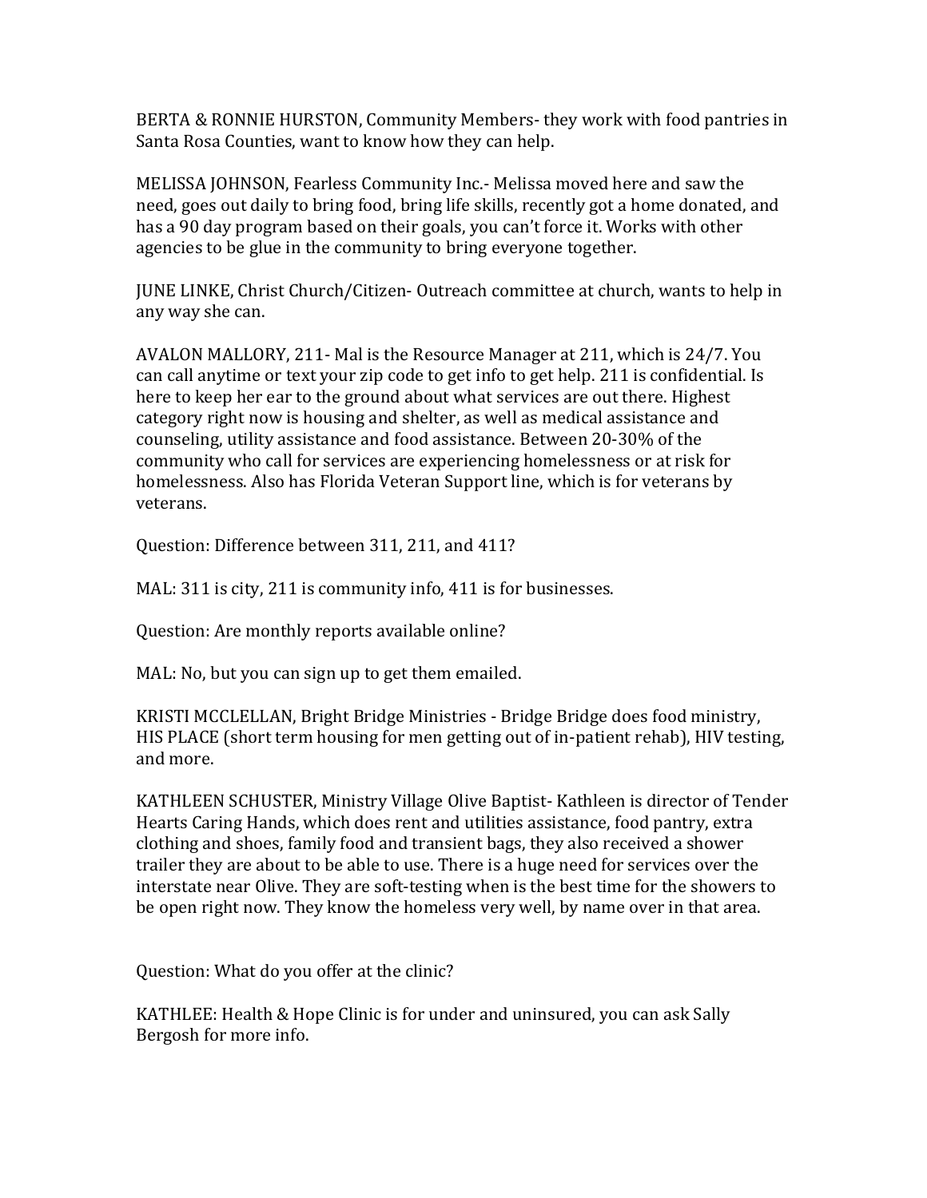BERTA & RONNIE HURSTON, Community Members- they work with food pantries in Santa Rosa Counties, want to know how they can help.

MELISSA JOHNSON, Fearless Community Inc.- Melissa moved here and saw the need, goes out daily to bring food, bring life skills, recently got a home donated, and has a 90 day program based on their goals, you can't force it. Works with other agencies to be glue in the community to bring everyone together.

JUNE LINKE, Christ Church/Citizen- Outreach committee at church, wants to help in any way she can.

AVALON MALLORY, 211- Mal is the Resource Manager at 211, which is 24/7. You can call anytime or text your zip code to get info to get help. 211 is confidential. Is here to keep her ear to the ground about what services are out there. Highest category right now is housing and shelter, as well as medical assistance and counseling, utility assistance and food assistance. Between 20-30% of the community who call for services are experiencing homelessness or at risk for homelessness. Also has Florida Veteran Support line, which is for veterans by veterans.

Question: Difference between 311, 211, and 411?

MAL: 311 is city, 211 is community info, 411 is for businesses.

Question: Are monthly reports available online?

MAL: No, but you can sign up to get them emailed.

KRISTI MCCLELLAN, Bright Bridge Ministries - Bridge Bridge does food ministry, HIS PLACE (short term housing for men getting out of in-patient rehab), HIV testing, and more.

KATHLEEN SCHUSTER, Ministry Village Olive Baptist- Kathleen is director of Tender Hearts Caring Hands, which does rent and utilities assistance, food pantry, extra clothing and shoes, family food and transient bags, they also received a shower trailer they are about to be able to use. There is a huge need for services over the interstate near Olive. They are soft-testing when is the best time for the showers to be open right now. They know the homeless very well, by name over in that area.

Question: What do you offer at the clinic?

KATHLEE: Health & Hope Clinic is for under and uninsured, you can ask Sally Bergosh for more info.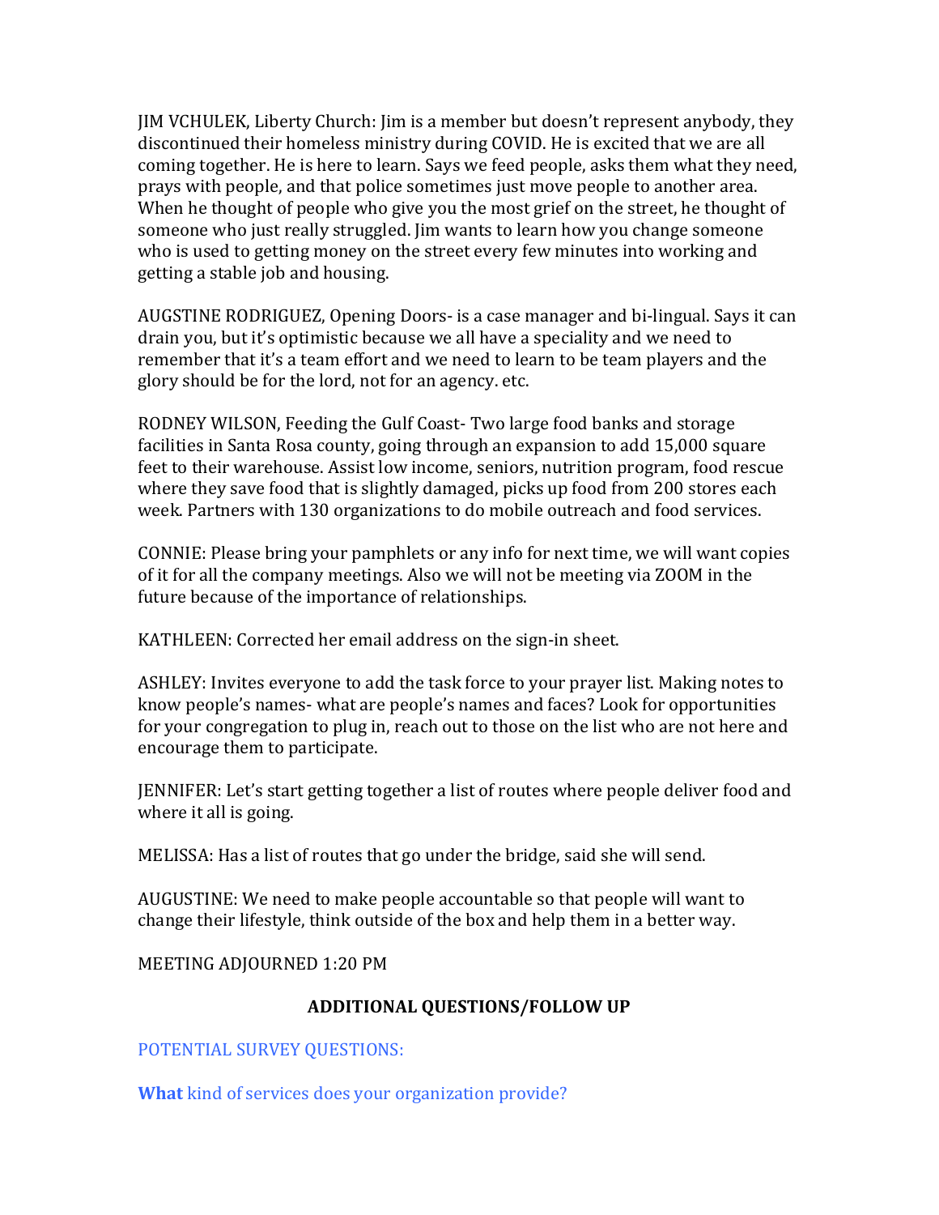JIM VCHULEK, Liberty Church: Jim is a member but doesn't represent anybody, they discontinued their homeless ministry during COVID. He is excited that we are all coming together. He is here to learn. Says we feed people, asks them what they need, prays with people, and that police sometimes just move people to another area. When he thought of people who give you the most grief on the street, he thought of someone who just really struggled. Jim wants to learn how you change someone who is used to getting money on the street every few minutes into working and getting a stable job and housing.

AUGSTINE RODRIGUEZ, Opening Doors- is a case manager and bi-lingual. Says it can drain you, but it's optimistic because we all have a speciality and we need to remember that it's a team effort and we need to learn to be team players and the glory should be for the lord, not for an agency. etc.

RODNEY WILSON, Feeding the Gulf Coast- Two large food banks and storage facilities in Santa Rosa county, going through an expansion to add 15,000 square feet to their warehouse. Assist low income, seniors, nutrition program, food rescue where they save food that is slightly damaged, picks up food from 200 stores each week. Partners with 130 organizations to do mobile outreach and food services.

CONNIE: Please bring your pamphlets or any info for next time, we will want copies of it for all the company meetings. Also we will not be meeting via ZOOM in the future because of the importance of relationships.

KATHLEEN: Corrected her email address on the sign-in sheet.

ASHLEY: Invites everyone to add the task force to your prayer list. Making notes to know people's names- what are people's names and faces? Look for opportunities for your congregation to plug in, reach out to those on the list who are not here and encourage them to participate.

JENNIFER: Let's start getting together a list of routes where people deliver food and where it all is going.

MELISSA: Has a list of routes that go under the bridge, said she will send.

AUGUSTINE: We need to make people accountable so that people will want to change their lifestyle, think outside of the box and help them in a better way.

MEETING ADJOURNED 1:20 PM

## ADDITIONAL QUESTIONS/FOLLOW UP

POTENTIAL SURVEY QUESTIONS:

**What** kind of services does your organization provide?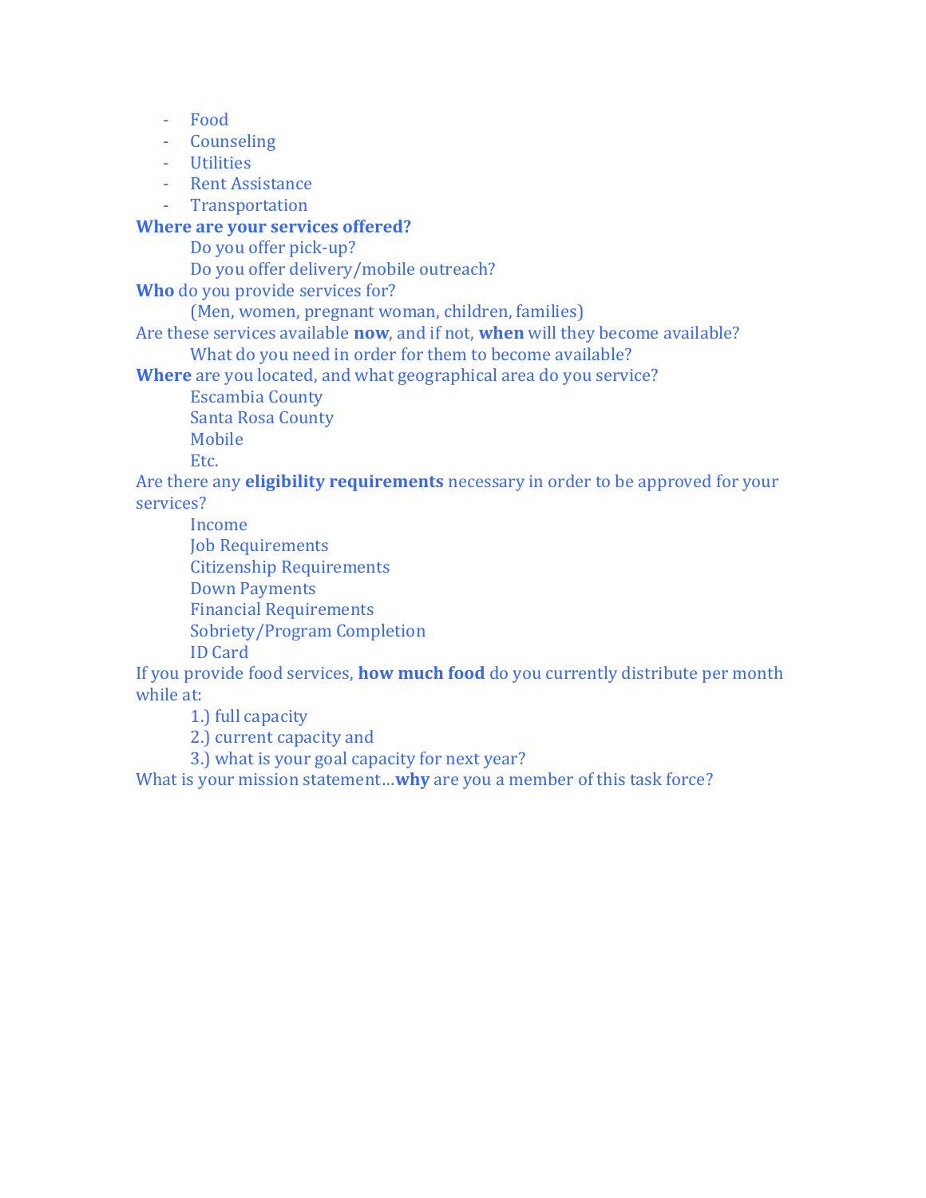- Food
- Counseling
- Utilities
- Rent Assistance
- Transportation

**Where are your services offered?**

Do you offer pick-up?
Do you offer delivery/mobile outreach?

**Who** do you provide services for?

(Men, women, pregnant woman, children, families)

Are these services available **now**, and if not, **when** will they become available?

What do you need in order for them to become available?

**Where** are you located, and what geographical area do you service?

Escambia County
Santa Rosa County
Mobile
Etc.

Are there any **eligibility requirements** necessary in order to be approved for your services?

Income
Job Requirements
Citizenship Requirements
Down Payments
Financial Requirements
Sobriety/Program Completion
ID Card

If you provide food services, **how much food** do you currently distribute per month while at:

1.) full capacity
2.) current capacity and
3.) what is your goal capacity for next year?

What is your mission statement…**why** are you a member of this task force?